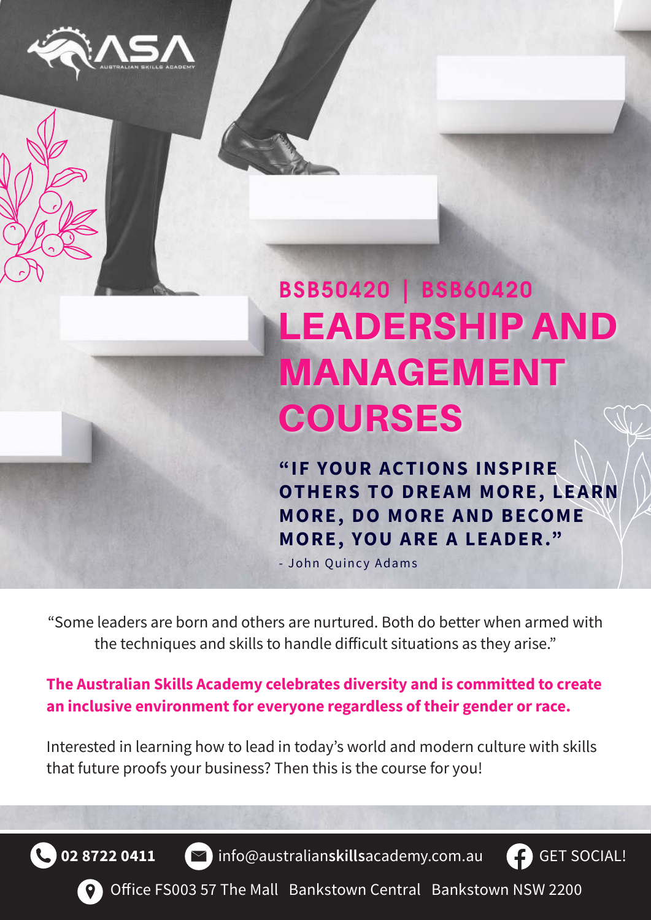ASA
AUSTRALIAN SKILLS ACADEMY

## BSB50420 | BSB60420

# LEADERSHIP AND MANAGEMENT COURSES

**"IF YOUR ACTIONS INSPIRE OTHERS TO DREAM MORE, LEARN MORE, DO MORE AND BECOME MORE, YOU ARE A LEADER."**

\- John Quincy Adams

"Some leaders are born and others are nurtured. Both do better when armed with the techniques and skills to handle difficult situations as they arise."

**The Australian Skills Academy celebrates diversity and is committed to create an inclusive environment for everyone regardless of their gender or race.**

Interested in learning how to lead in today's world and modern culture with skills that future proofs your business? Then this is the course for you!

**02 8722 0411** info@australian**skills**academy.com.au GET SOCIAL!

Office FS003 57 The Mall Bankstown Central Bankstown NSW 2200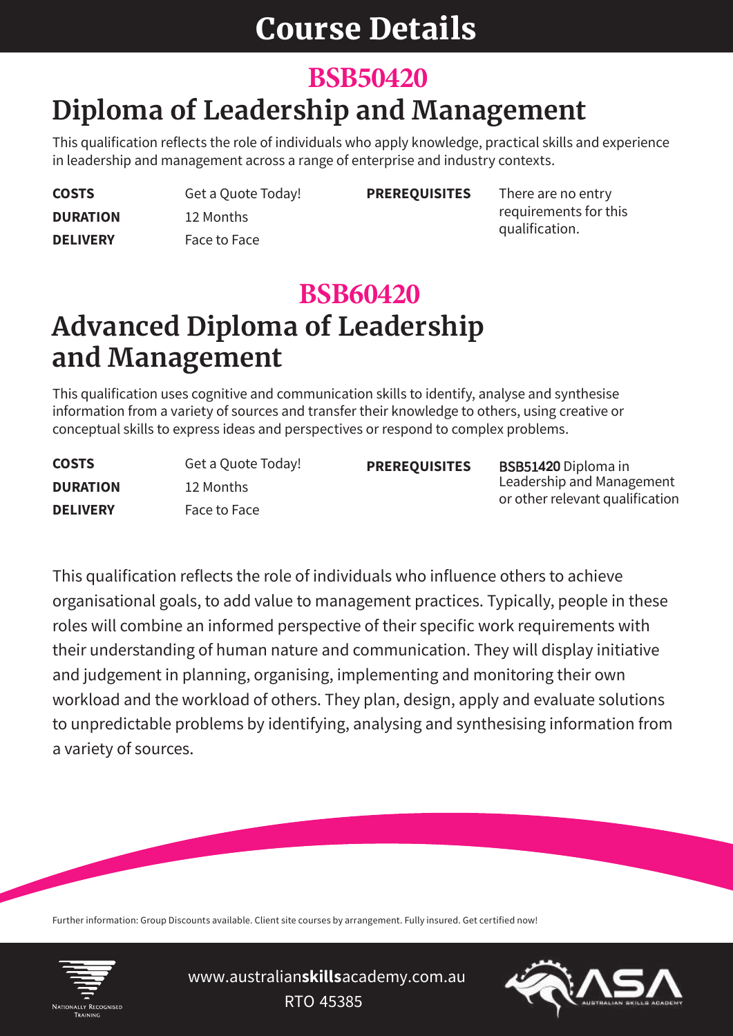# Course Details

## BSB50420

## Diploma of Leadership and Management

This qualification reflects the role of individuals who apply knowledge, practical skills and experience in leadership and management across a range of enterprise and industry contexts.

**COSTS** Get a Quote Today!

**DURATION** 12 Months

**DELIVERY** Face to Face

**PREREQUISITES** There are no entry requirements for this qualification.

## BSB60420

## Advanced Diploma of Leadership and Management

This qualification uses cognitive and communication skills to identify, analyse and synthesise information from a variety of sources and transfer their knowledge to others, using creative or conceptual skills to express ideas and perspectives or respond to complex problems.

**COSTS** Get a Quote Today!

**DURATION** 12 Months

**DELIVERY** Face to Face

**PREREQUISITES** BSB51420 Diploma in Leadership and Management or other relevant qualification

This qualification reflects the role of individuals who influence others to achieve organisational goals, to add value to management practices. Typically, people in these roles will combine an informed perspective of their specific work requirements with their understanding of human nature and communication. They will display initiative and judgement in planning, organising, implementing and monitoring their own workload and the workload of others. They plan, design, apply and evaluate solutions to unpredictable problems by identifying, analysing and synthesising information from a variety of sources.

Further information: Group Discounts available. Client site courses by arrangement. Fully insured. Get certified now!

Nationally Recognised Training

www.australian**skills**academy.com.au

RTO 45385

ASA Australian Skills Academy